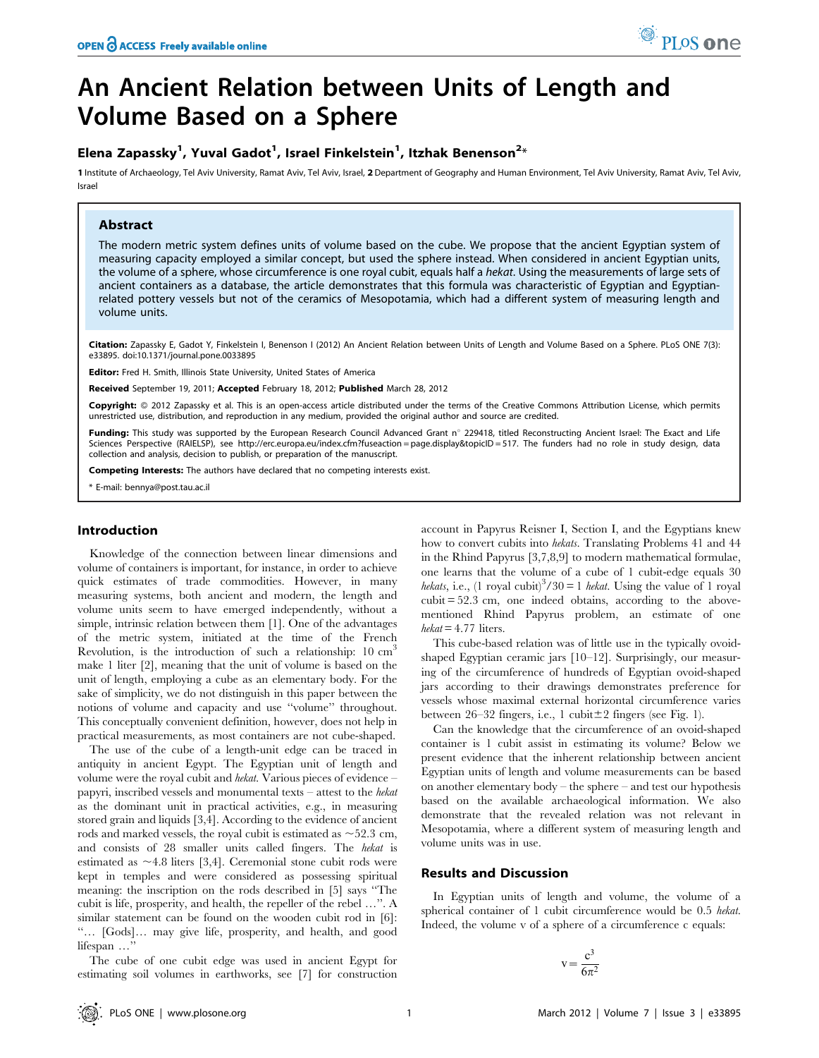# An Ancient Relation between Units of Length and Volume Based on a Sphere

**Elena Zapassky[1], Yuval Gadot[1], Israel Finkelstein[1], Itzhak Benenson[2]***

1 Institute of Archaeology, Tel Aviv University, Ramat Aviv, Tel Aviv, Israel, 2 Department of Geography and Human Environment, Tel Aviv University, Ramat Aviv, Tel Aviv, Israel

## Abstract

The modern metric system defines units of volume based on the cube. We propose that the ancient Egyptian system of measuring capacity employed a similar concept, but used the sphere instead. When considered in ancient Egyptian units, the volume of a sphere, whose circumference is one royal cubit, equals half a *hekat*. Using the measurements of large sets of ancient containers as a database, the article demonstrates that this formula was characteristic of Egyptian and Egyptian-related pottery vessels but not of the ceramics of Mesopotamia, which had a different system of measuring length and volume units.

**Citation:** Zapassky E, Gadot Y, Finkelstein I, Benenson I (2012) An Ancient Relation between Units of Length and Volume Based on a Sphere. PLoS ONE 7(3): e33895. doi:10.1371/journal.pone.0033895

**Editor:** Fred H. Smith, Illinois State University, United States of America

**Received** September 19, 2011; **Accepted** February 18, 2012; **Published** March 28, 2012

**Copyright:** © 2012 Zapassky et al. This is an open-access article distributed under the terms of the Creative Commons Attribution License, which permits unrestricted use, distribution, and reproduction in any medium, provided the original author and source are credited.

**Funding:** This study was supported by the European Research Council Advanced Grant n° 229418, titled Reconstructing Ancient Israel: The Exact and Life Sciences Perspective (RAIELSP), see http://erc.europa.eu/index.cfm?fuseaction=page.display&topicID=517. The funders had no role in study design, data collection and analysis, decision to publish, or preparation of the manuscript.

**Competing Interests:** The authors have declared that no competing interests exist.

\* E-mail: bennya@post.tau.ac.il

## Introduction

Knowledge of the connection between linear dimensions and volume of containers is important, for instance, in order to achieve quick estimates of trade commodities. However, in many measuring systems, both ancient and modern, the length and volume units seem to have emerged independently, without a simple, intrinsic relation between them [1]. One of the advantages of the metric system, initiated at the time of the French Revolution, is the introduction of such a relationship: 10 $cm^3$ make 1 liter [2], meaning that the unit of volume is based on the unit of length, employing a cube as an elementary body. For the sake of simplicity, we do not distinguish in this paper between the notions of volume and capacity and use "volume" throughout. This conceptually convenient definition, however, does not help in practical measurements, as most containers are not cube-shaped.

The use of the cube of a length-unit edge can be traced in antiquity in ancient Egypt. The Egyptian unit of length and volume were the royal cubit and *hekat*. Various pieces of evidence – papyri, inscribed vessels and monumental texts – attest to the *hekat* as the dominant unit in practical activities, e.g., in measuring stored grain and liquids [3,4]. According to the evidence of ancient rods and marked vessels, the royal cubit is estimated as ~52.3 cm, and consists of 28 smaller units called fingers. The *hekat* is estimated as ~4.8 liters [3,4]. Ceremonial stone cubit rods were kept in temples and were considered as possessing spiritual meaning: the inscription on the rods described in [5] says "The cubit is life, prosperity, and health, the repeller of the rebel …". A similar statement can be found on the wooden cubit rod in [6]: "… [Gods]… may give life, prosperity, and health, and good lifespan …"

The cube of one cubit edge was used in ancient Egypt for estimating soil volumes in earthworks, see [7] for construction account in Papyrus Reisner I, Section I, and the Egyptians knew how to convert cubits into *hekats*. Translating Problems 41 and 44 in the Rhind Papyrus [3,7,8,9] to modern mathematical formulae, one learns that the volume of a cube of 1 cubit-edge equals 30 *hekats*, i.e., $(1 \text{ royal cubit})^3/30 = 1$ *hekat*. Using the value of 1 royal cubit = 52.3 cm, one indeed obtains, according to the above-mentioned Rhind Papyrus problem, an estimate of one *hekat* = 4.77 liters.

This cube-based relation was of little use in the typically ovoid-shaped Egyptian ceramic jars [10–12]. Surprisingly, our measuring of the circumference of hundreds of Egyptian ovoid-shaped jars according to their drawings demonstrates preference for vessels whose maximal external horizontal circumference varies between 26–32 fingers, i.e., 1 cubit±2 fingers (see Fig. 1).

Can the knowledge that the circumference of an ovoid-shaped container is 1 cubit assist in estimating its volume? Below we present evidence that the inherent relationship between ancient Egyptian units of length and volume measurements can be based on another elementary body – the sphere – and test our hypothesis based on the available archaeological information. We also demonstrate that the revealed relation was not relevant in Mesopotamia, where a different system of measuring length and volume units was in use.

## Results and Discussion

In Egyptian units of length and volume, the volume of a spherical container of 1 cubit circumference would be 0.5 *hekat*. Indeed, the volume v of a sphere of a circumference c equals:

$$v = \frac{c^3}{6\pi^2}$$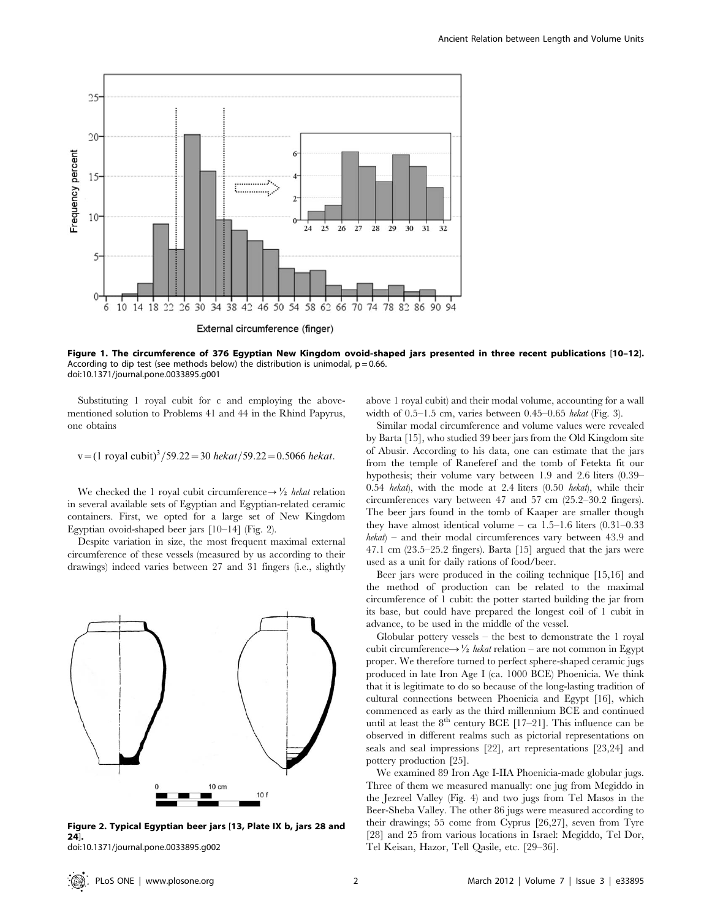Figure 1. The circumference of 376 Egyptian New Kingdom ovoid-shaped jars presented in three recent publications [10–12]. According to dip test (see methods below) the distribution is unimodal, $p = 0.66$.
doi:10.1371/journal.pone.0033895.g001

Substituting 1 royal cubit for c and employing the above-mentioned solution to Problems 41 and 44 in the Rhind Papyrus, one obtains

$$v = (1 \text{ royal cubit})^3/59.22 = 30\ \textit{hekat}/59.22 = 0.5066\ \textit{hekat}.$$

We checked the 1 royal cubit circumference→½ *hekat* relation in several available sets of Egyptian and Egyptian-related ceramic containers. First, we opted for a large set of New Kingdom Egyptian ovoid-shaped beer jars [10–14] (Fig. 2).

Despite variation in size, the most frequent maximal external circumference of these vessels (measured by us according to their drawings) indeed varies between 27 and 31 fingers (i.e., slightly above 1 royal cubit) and their modal volume, accounting for a wall width of 0.5–1.5 cm, varies between 0.45–0.65 *hekat* (Fig. 3).

Similar modal circumference and volume values were revealed by Barta [15], who studied 39 beer jars from the Old Kingdom site of Abusir. According to his data, one can estimate that the jars from the temple of Raneferef and the tomb of Fetekta fit our hypothesis; their volume vary between 1.9 and 2.6 liters (0.39–0.54 *hekat*), with the mode at 2.4 liters (0.50 *hekat*), while their circumferences vary between 47 and 57 cm (25.2–30.2 fingers). The beer jars found in the tomb of Kaaper are smaller though they have almost identical volume – ca 1.5–1.6 liters (0.31–0.33 *hekat*) – and their modal circumferences vary between 43.9 and 47.1 cm (23.5–25.2 fingers). Barta [15] argued that the jars were used as a unit for daily rations of food/beer.

Beer jars were produced in the coiling technique [15,16] and the method of production can be related to the maximal circumference of 1 cubit: the potter started building the jar from its base, but could have prepared the longest coil of 1 cubit in advance, to be used in the middle of the vessel.

Globular pottery vessels – the best to demonstrate the 1 royal cubit circumference→½ *hekat* relation – are not common in Egypt proper. We therefore turned to perfect sphere-shaped ceramic jugs produced in late Iron Age I (ca. 1000 BCE) Phoenicia. We think that it is legitimate to do so because of the long-lasting tradition of cultural connections between Phoenicia and Egypt [16], which commenced as early as the third millennium BCE and continued until at least the 8th century BCE [17–21]. This influence can be observed in different realms such as pictorial representations on seals and seal impressions [22], art representations [23,24] and pottery production [25].

We examined 89 Iron Age I-IIA Phoenicia-made globular jugs. Three of them we measured manually: one jug from Megiddo in the Jezreel Valley (Fig. 4) and two jugs from Tel Masos in the Beer-Sheba Valley. The other 86 jugs were measured according to their drawings; 55 come from Cyprus [26,27], seven from Tyre [28] and 25 from various locations in Israel: Megiddo, Tel Dor, Tel Keisan, Hazor, Tell Qasile, etc. [29–36].

Figure 2. Typical Egyptian beer jars [13, Plate IX b, jars 28 and 24].
doi:10.1371/journal.pone.0033895.g002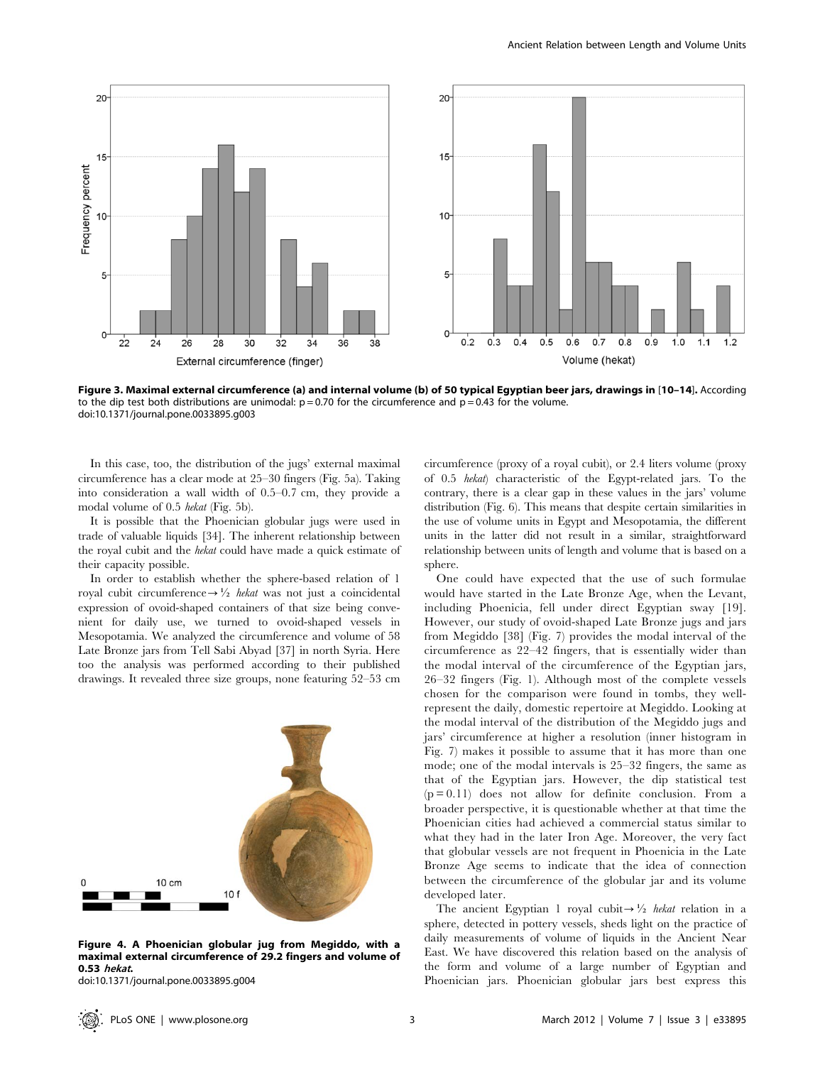**Figure 3. Maximal external circumference (a) and internal volume (b) of 50 typical Egyptian beer jars, drawings in [10–14].** According to the dip test both distributions are unimodal: $p = 0.70$ for the circumference and $p = 0.43$ for the volume.
doi:10.1371/journal.pone.0033895.g003

In this case, too, the distribution of the jugs' external maximal circumference has a clear mode at 25–30 fingers (Fig. 5a). Taking into consideration a wall width of 0.5–0.7 cm, they provide a modal volume of 0.5 *hekat* (Fig. 5b).

It is possible that the Phoenician globular jugs were used in trade of valuable liquids [34]. The inherent relationship between the royal cubit and the *hekat* could have made a quick estimate of their capacity possible.

In order to establish whether the sphere-based relation of 1 royal cubit circumference→½ *hekat* was not just a coincidental expression of ovoid-shaped containers of that size being convenient for daily use, we turned to ovoid-shaped vessels in Mesopotamia. We analyzed the circumference and volume of 58 Late Bronze jars from Tell Sabi Abyad [37] in north Syria. Here too the analysis was performed according to their published drawings. It revealed three size groups, none featuring 52–53 cm circumference (proxy of a royal cubit), or 2.4 liters volume (proxy of 0.5 *hekat*) characteristic of the Egypt-related jars. To the contrary, there is a clear gap in these values in the jars' volume distribution (Fig. 6). This means that despite certain similarities in the use of volume units in Egypt and Mesopotamia, the different units in the latter did not result in a similar, straightforward relationship between units of length and volume that is based on a sphere.

**Figure 4. A Phoenician globular jug from Megiddo, with a maximal external circumference of 29.2 fingers and volume of 0.53 *hekat*.**
doi:10.1371/journal.pone.0033895.g004

One could have expected that the use of such formulae would have started in the Late Bronze Age, when the Levant, including Phoenicia, fell under direct Egyptian sway [19]. However, our study of ovoid-shaped Late Bronze jugs and jars from Megiddo [38] (Fig. 7) provides the modal interval of the circumference as 22–42 fingers, that is essentially wider than the modal interval of the circumference of the Egyptian jars, 26–32 fingers (Fig. 1). Although most of the complete vessels chosen for the comparison were found in tombs, they well-represent the daily, domestic repertoire at Megiddo. Looking at the modal interval of the distribution of the Megiddo jugs and jars' circumference at higher a resolution (inner histogram in Fig. 7) makes it possible to assume that it has more than one mode; one of the modal intervals is 25–32 fingers, the same as that of the Egyptian jars. However, the dip statistical test ($p = 0.11$) does not allow for definite conclusion. From a broader perspective, it is questionable whether at that time the Phoenician cities had achieved a commercial status similar to what they had in the later Iron Age. Moreover, the very fact that globular vessels are not frequent in Phoenicia in the Late Bronze Age seems to indicate that the idea of connection between the circumference of the globular jar and its volume developed later.

The ancient Egyptian 1 royal cubit→½ *hekat* relation in a sphere, detected in pottery vessels, sheds light on the practice of daily measurements of volume of liquids in the Ancient Near East. We have discovered this relation based on the analysis of the form and volume of a large number of Egyptian and Phoenician jars. Phoenician globular jars best express this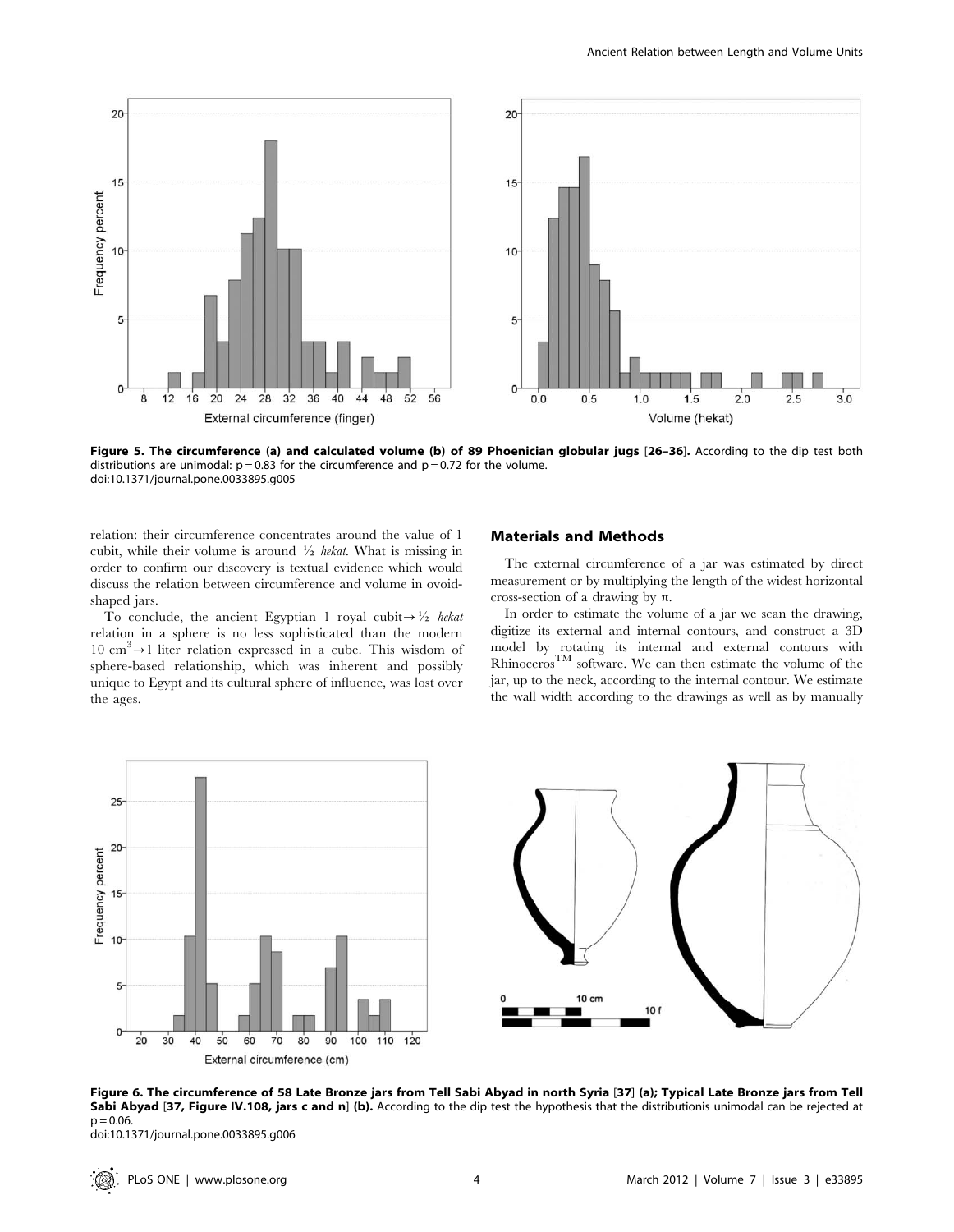**Figure 5. The circumference (a) and calculated volume (b) of 89 Phoenician globular jugs [26–36].** According to the dip test both distributions are unimodal: $p = 0.83$ for the circumference and $p = 0.72$ for the volume.
doi:10.1371/journal.pone.0033895.g005

relation: their circumference concentrates around the value of 1 cubit, while their volume is around ½ *hekat*. What is missing in order to confirm our discovery is textual evidence which would discuss the relation between circumference and volume in ovoid-shaped jars.

To conclude, the ancient Egyptian 1 royal cubit→½ *hekat* relation in a sphere is no less sophisticated than the modern 10 $cm^3$→1 liter relation expressed in a cube. This wisdom of sphere-based relationship, which was inherent and possibly unique to Egypt and its cultural sphere of influence, was lost over the ages.

## Materials and Methods

The external circumference of a jar was estimated by direct measurement or by multiplying the length of the widest horizontal cross-section of a drawing by $\pi$.

In order to estimate the volume of a jar we scan the drawing, digitize its external and internal contours, and construct a 3D model by rotating its internal and external contours with Rhinoceros™ software. We can then estimate the volume of the jar, up to the neck, according to the internal contour. We estimate the wall width according to the drawings as well as by manually

**Figure 6. The circumference of 58 Late Bronze jars from Tell Sabi Abyad in north Syria [37] (a); Typical Late Bronze jars from Tell Sabi Abyad [37, Figure IV.108, jars c and n] (b).** According to the dip test the hypothesis that the distributionis unimodal can be rejected at $p = 0.06$.
doi:10.1371/journal.pone.0033895.g006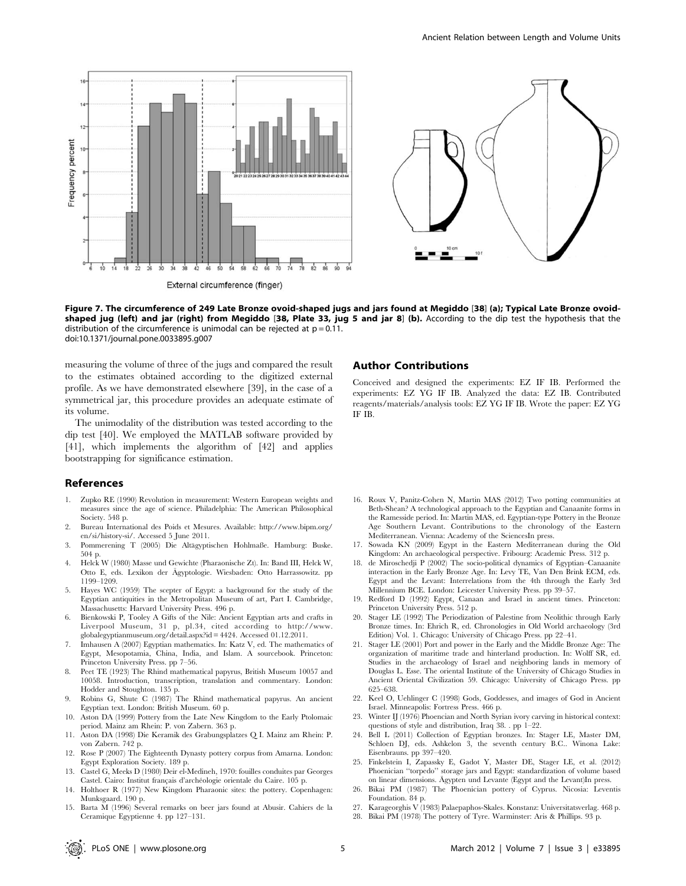Figure 7. The circumference of 249 Late Bronze ovoid-shaped jugs and jars found at Megiddo [38] (a); Typical Late Bronze ovoid-shaped jug (left) and jar (right) from Megiddo [38, Plate 33, jug 5 and jar 8] (b). According to the dip test the hypothesis that the distribution of the circumference is unimodal can be rejected at p = 0.11.
doi:10.1371/journal.pone.0033895.g007

measuring the volume of three of the jugs and compared the result to the estimates obtained according to the digitized external profile. As we have demonstrated elsewhere [39], in the case of a symmetrical jar, this procedure provides an adequate estimate of its volume.

The unimodality of the distribution was tested according to the dip test [40]. We employed the MATLAB software provided by [41], which implements the algorithm of [42] and applies bootstrapping for significance estimation.

## Author Contributions

Conceived and designed the experiments: EZ IF IB. Performed the experiments: EZ YG IF IB. Analyzed the data: EZ IB. Contributed reagents/materials/analysis tools: EZ YG IF IB. Wrote the paper: EZ YG IF IB.

## References

1. Zupko RE (1990) Revolution in measurement: Western European weights and measures since the age of science. Philadelphia: The American Philosophical Society. 548 p.
2. Bureau International des Poids et Mesures. Available: http://www.bipm.org/en/si/history-si/. Accessed 5 June 2011.
3. Pommerening T (2005) Die Altägyptischen Hohlmaße. Hamburg: Buske. 504 p.
4. Helck W (1980) Masse und Gewichte (Pharaonische Zt). In: Band III, Helck W, Otto E, eds. Lexikon der Ägyptologie. Wiesbaden: Otto Harrassowitz. pp 1199–1209.
5. Hayes WC (1959) The scepter of Egypt: a background for the study of the Egyptian antiquities in the Metropolitan Museum of art, Part I. Cambridge, Massachusetts: Harvard University Press. 496 p.
6. Bienkowski P, Tooley A Gifts of the Nile: Ancient Egyptian arts and crafts in Liverpool Museum, 31 p, pl.34, cited according to http://www.globalegyptianmuseum.org/detail.aspx?id=4424. Accessed 01.12.2011.
7. Imhausen A (2007) Egyptian mathematics. In: Katz V, ed. The mathematics of Egypt, Mesopotamia, China, India, and Islam. A sourcebook. Princeton: Princeton University Press. pp 7–56.
8. Peet TE (1923) The Rhind mathematical papyrus, British Museum 10057 and 10058. Introduction, transcription, translation and commentary. London: Hodder and Stoughton. 135 p.
9. Robins G, Shute C (1987) The Rhind mathematical papyrus. An ancient Egyptian text. London: British Museum. 60 p.
10. Aston DA (1999) Pottery from the Late New Kingdom to the Early Ptolomaic period. Mainz am Rhein: P. von Zabern. 363 p.
11. Aston DA (1998) Die Keramik des Grabungsplatzes Q I. Mainz am Rhein: P. von Zabern. 742 p.
12. Rose P (2007) The Eighteenth Dynasty pottery corpus from Amarna. London: Egypt Exploration Society. 189 p.
13. Castel G, Meeks D (1980) Deir el-Medineh, 1970: fouilles conduites par Georges Castel. Cairo: Institut français d'archéologie orientale du Caire. 105 p.
14. Holthoer R (1977) New Kingdom Pharaonic sites: the pottery. Copenhagen: Munksgaard. 190 p.
15. Barta M (1996) Several remarks on beer jars found at Abusir. Cahiers de la Ceramique Egyptienne 4. pp 127–131.
16. Roux V, Panitz-Cohen N, Martin MAS (2012) Two potting communities at Beth-Shean? A technological approach to the Egyptian and Canaanite forms in the Ramesside period. In: Martin MAS, ed. Egyptian-type Pottery in the Bronze Age Southern Levant. Contributions to the chronology of the Eastern Mediterranean. Vienna: Academy of the SciencesIn press.
17. Sowada KN (2009) Egypt in the Eastern Mediterranean during the Old Kingdom: An archaeological perspective. Fribourg: Academic Press. 312 p.
18. de Miroschedji P (2002) The socio-political dynamics of Egyptian–Canaanite interaction in the Early Bronze Age. In: Levy TE, Van Den Brink ECM, eds. Egypt and the Levant: Interrelations from the 4th through the Early 3rd Millennium BCE. London: Leicester University Press. pp 39–57.
19. Redford D (1992) Egypt, Canaan and Israel in ancient times. Princeton: Princeton University Press. 512 p.
20. Stager LE (1992) The Periodization of Palestine from Neolithic through Early Bronze times. In: Ehrich R, ed. Chronologies in Old World archaeology (3rd Edition) Vol. 1. Chicago: University of Chicago Press. pp 22–41.
21. Stager LE (2001) Port and power in the Early and the Middle Bronze Age: The organization of maritime trade and hinterland production. In: Wolff SR, ed. Studies in the archaeology of Israel and neighboring lands in memory of Douglas L. Esse. The oriental Institute of the University of Chicago Studies in Ancient Oriental Civilization 59. Chicago: University of Chicago Press. pp 625–638.
22. Keel O, Uehlinger C (1998) Gods, Goddesses, and images of God in Ancient Israel. Minneapolis: Fortress Press. 466 p.
23. Winter IJ (1976) Phoencian and North Syrian ivory carving in historical context: questions of style and distribution, Iraq 38. . pp 1–22.
24. Bell L (2011) Collection of Egyptian bronzes. In: Stager LE, Master DM, Schloen DJ, eds. Ashkelon 3, the seventh century B.C.. Winona Lake: Eisenbrauns. pp 397–420.
25. Finkelstein I, Zapassky E, Gadot Y, Master DE, Stager LE, et al. (2012) Phoenician "torpedo" storage jars and Egypt: standardization of volume based on linear dimensions. Ägypten und Levante (Egypt and the Levant)In press.
26. Bikai PM (1987) The Phoenician pottery of Cyprus. Nicosia: Leventis Foundation. 84 p.
27. Karageorghis V (1983) Palaepaphos-Skales. Konstanz: Universitatsverlag. 468 p.
28. Bikai PM (1978) The pottery of Tyre. Warminster: Aris & Phillips. 93 p.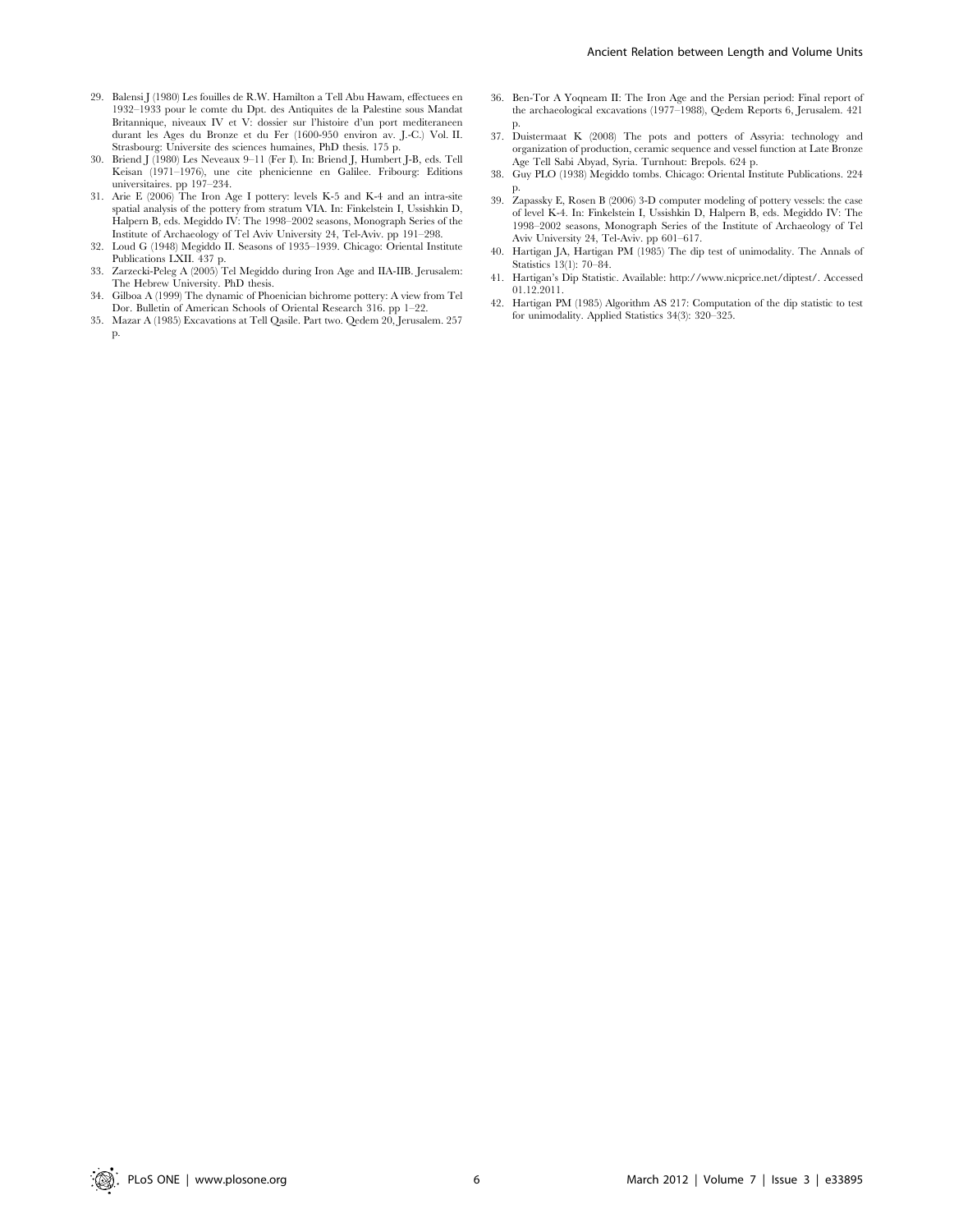29. Balensi J (1980) Les fouilles de R.W. Hamilton a Tell Abu Hawam, effectuees en 1932–1933 pour le comte du Dpt. des Antiquites de la Palestine sous Mandat Britannique, niveaux IV et V: dossier sur l'histoire d'un port mediteraneen durant les Ages du Bronze et du Fer (1600-950 environ av. J.-C.) Vol. II. Strasbourg: Universite des sciences humaines, PhD thesis. 175 p.
30. Briend J (1980) Les Neveaux 9–11 (Fer I). In: Briend J, Humbert J-B, eds. Tell Keisan (1971–1976), une cite phenicienne en Galilee. Fribourg: Editions universitaires. pp 197–234.
31. Arie E (2006) The Iron Age I pottery: levels K-5 and K-4 and an intra-site spatial analysis of the pottery from stratum VIA. In: Finkelstein I, Ussishkin D, Halpern B, eds. Megiddo IV: The 1998–2002 seasons, Monograph Series of the Institute of Archaeology of Tel Aviv University 24, Tel-Aviv. pp 191–298.
32. Loud G (1948) Megiddo II. Seasons of 1935–1939. Chicago: Oriental Institute Publications LXII. 437 p.
33. Zarzecki-Peleg A (2005) Tel Megiddo during Iron Age and IIA-IIB. Jerusalem: The Hebrew University. PhD thesis.
34. Gilboa A (1999) The dynamic of Phoenician bichrome pottery: A view from Tel Dor. Bulletin of American Schools of Oriental Research 316. pp 1–22.
35. Mazar A (1985) Excavations at Tell Qasile. Part two. Qedem 20, Jerusalem. 257 p.
36. Ben-Tor A Yoqneam II: The Iron Age and the Persian period: Final report of the archaeological excavations (1977–1988), Qedem Reports 6, Jerusalem. 421 p.
37. Duistermaat K (2008) The pots and potters of Assyria: technology and organization of production, ceramic sequence and vessel function at Late Bronze Age Tell Sabi Abyad, Syria. Turnhout: Brepols. 624 p.
38. Guy PLO (1938) Megiddo tombs. Chicago: Oriental Institute Publications. 224 p.
39. Zapassky E, Rosen B (2006) 3-D computer modeling of pottery vessels: the case of level K-4. In: Finkelstein I, Ussishkin D, Halpern B, eds. Megiddo IV: The 1998–2002 seasons, Monograph Series of the Institute of Archaeology of Tel Aviv University 24, Tel-Aviv. pp 601–617.
40. Hartigan JA, Hartigan PM (1985) The dip test of unimodality. The Annals of Statistics 13(1): 70–84.
41. Hartigan's Dip Statistic. Available: http://www.nicprice.net/diptest/. Accessed 01.12.2011.
42. Hartigan PM (1985) Algorithm AS 217: Computation of the dip statistic to test for unimodality. Applied Statistics 34(3): 320–325.